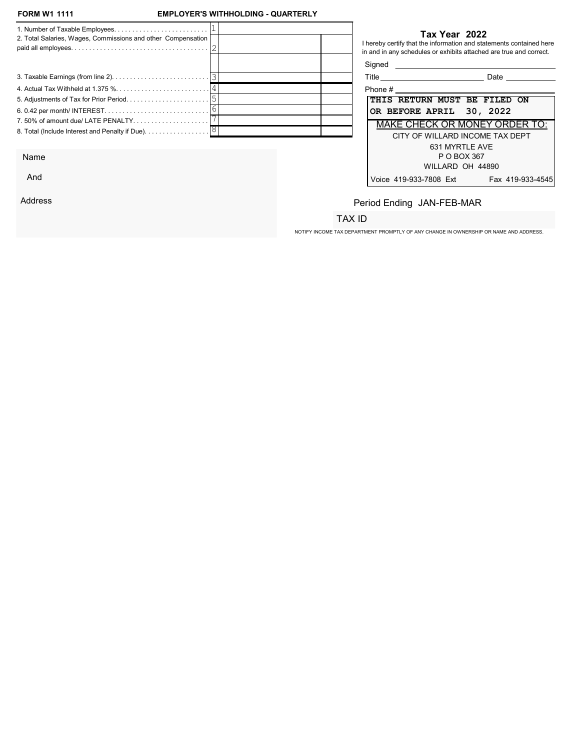**FORM W1 1111** **EMPLOYER'S WITHHOLDING - QUARTERLY**

| | | | |
|---|---|---|---|
| 1. Number of Taxable Employees. . . . . . . . . . . . . . . . . . . . . . . . . . | 1 | | |
| 2. Total Salaries, Wages, Commissions and other Compensation paid all employees. . . . . . . . . . . . . . . . . . . . . . . . . . . . . . . . . . . . . . | 2 | | |
| | | | |
| 3. Taxable Earnings (from line 2). . . . . . . . . . . . . . . . . . . . . . . . . . . | 3 | | |
| 4. Actual Tax Withheld at 1.375 %. . . . . . . . . . . . . . . . . . . . . . . . . . | 4 | | |
| 5. Adjustments of Tax for Prior Period. . . . . . . . . . . . . . . . . . . . . . . | 5 | | |
| 6. 0.42 per month/ INTEREST. . . . . . . . . . . . . . . . . . . . . . . . . . . . . | 6 | | |
| 7. 50% of amount due/ LATE PENALTY. . . . . . . . . . . . . . . . . . . . . | 7 | | |
| 8. Total (Include Interest and Penalty if Due). . . . . . . . . . . . . . . . . . | 8 | | |

**Tax Year 2022**

I hereby certify that the information and statements contained here in and in any schedules or exhibits attached are true and correct.

Signed ______________________________

Title ______________________ Date ___________

Phone # ______________________________

**THIS RETURN MUST BE FILED ON OR BEFORE APRIL 30, 2022**

MAKE CHECK OR MONEY ORDER TO:

CITY OF WILLARD INCOME TAX DEPT
631 MYRTLE AVE
P O BOX 367
WILLARD OH 44890

Voice 419-933-7808 Ext Fax 419-933-4545

Name

And

Address

Period Ending JAN-FEB-MAR

TAX ID

NOTIFY INCOME TAX DEPARTMENT PROMPTLY OF ANY CHANGE IN OWNERSHIP OR NAME AND ADDRESS.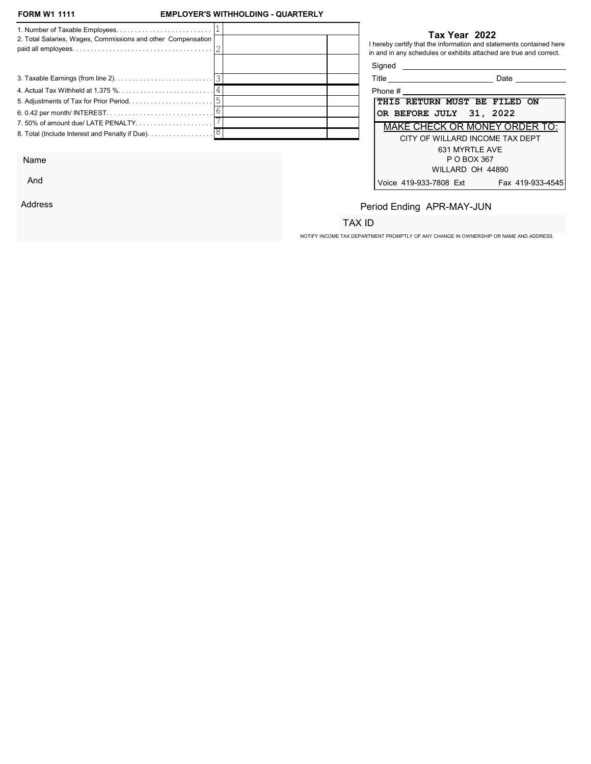**FORM W1 1111** **EMPLOYER'S WITHHOLDING - QUARTERLY**

| | | | |
|---|---|---|---|
| 1. Number of Taxable Employees. . . . . . . . . . . . . . . . . . . . . . . . . . | 1 | | |
| 2. Total Salaries, Wages, Commissions and other Compensation paid all employees. . . . . . . . . . . . . . . . . . . . . . . . . . . . . . . . . . . . . . | 2 | | |
| | | | |
| 3. Taxable Earnings (from line 2). . . . . . . . . . . . . . . . . . . . . . . . . . . | 3 | | |
| 4. Actual Tax Withheld at 1.375 %. . . . . . . . . . . . . . . . . . . . . . . . . . | 4 | | |
| 5. Adjustments of Tax for Prior Period. . . . . . . . . . . . . . . . . . . . . . . | 5 | | |
| 6. 0.42 per month/ INTEREST. . . . . . . . . . . . . . . . . . . . . . . . . . . . . | 6 | | |
| 7. 50% of amount due/ LATE PENALTY. . . . . . . . . . . . . . . . . . . . . | 7 | | |
| 8. Total (Include Interest and Penalty if Due). . . . . . . . . . . . . . . . . . | 8 | | |

**Tax Year 2022**

I hereby certify that the information and statements contained here in and in any schedules or exhibits attached are true and correct.

Signed ______________________________

Title ______________________ Date __________

Phone # ______________________________

**THIS RETURN MUST BE FILED ON OR BEFORE JULY 31, 2022**

MAKE CHECK OR MONEY ORDER TO:

CITY OF WILLARD INCOME TAX DEPT
631 MYRTLE AVE
P O BOX 367
WILLARD OH 44890

Voice 419-933-7808 Ext Fax 419-933-4545

Name

And

Address

Period Ending APR-MAY-JUN

TAX ID

NOTIFY INCOME TAX DEPARTMENT PROMPTLY OF ANY CHANGE IN OWNERSHIP OR NAME AND ADDRESS.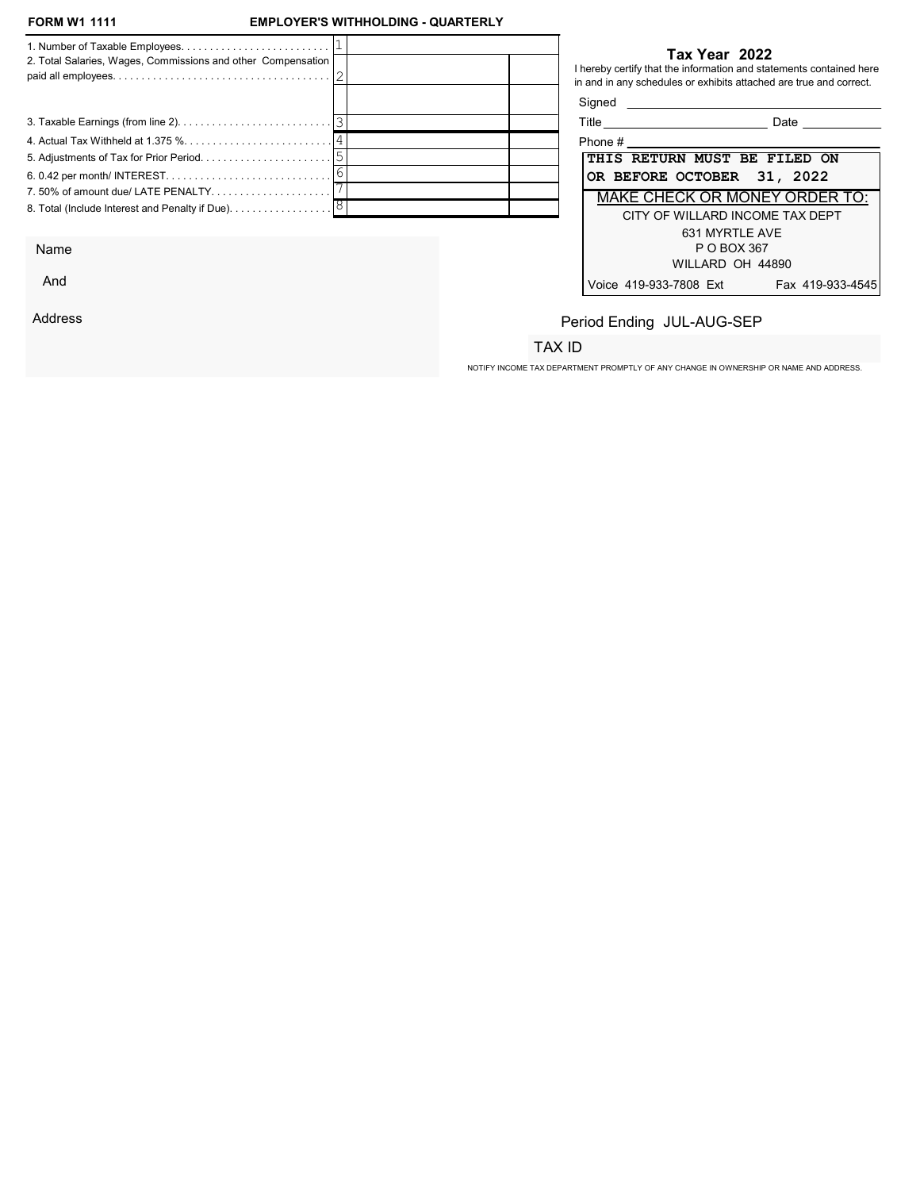**FORM W1 1111** **EMPLOYER'S WITHHOLDING - QUARTERLY**

| | | | |
|---|---|---|---|
| 1. Number of Taxable Employees | 1 | | |
| 2. Total Salaries, Wages, Commissions and other Compensation paid all employees | 2 | | |
| | | | |
| 3. Taxable Earnings (from line 2) | 3 | | |
| 4. Actual Tax Withheld at 1.375 % | 4 | | |
| 5. Adjustments of Tax for Prior Period | 5 | | |
| 6. 0.42 per month/ INTEREST | 6 | | |
| 7. 50% of amount due/ LATE PENALTY | 7 | | |
| 8. Total (Include Interest and Penalty if Due) | 8 | | |

**Tax Year 2022**

I hereby certify that the information and statements contained here in and in any schedules or exhibits attached are true and correct.

Signed ______________________

Title ______________________ Date ____________

Phone # ______________________

**THIS RETURN MUST BE FILED ON OR BEFORE OCTOBER 31, 2022**

MAKE CHECK OR MONEY ORDER TO:

CITY OF WILLARD INCOME TAX DEPT
631 MYRTLE AVE
P O BOX 367
WILLARD OH 44890

Voice 419-933-7808 Ext Fax 419-933-4545

Name

And

Address

Period Ending JUL-AUG-SEP

TAX ID

NOTIFY INCOME TAX DEPARTMENT PROMPTLY OF ANY CHANGE IN OWNERSHIP OR NAME AND ADDRESS.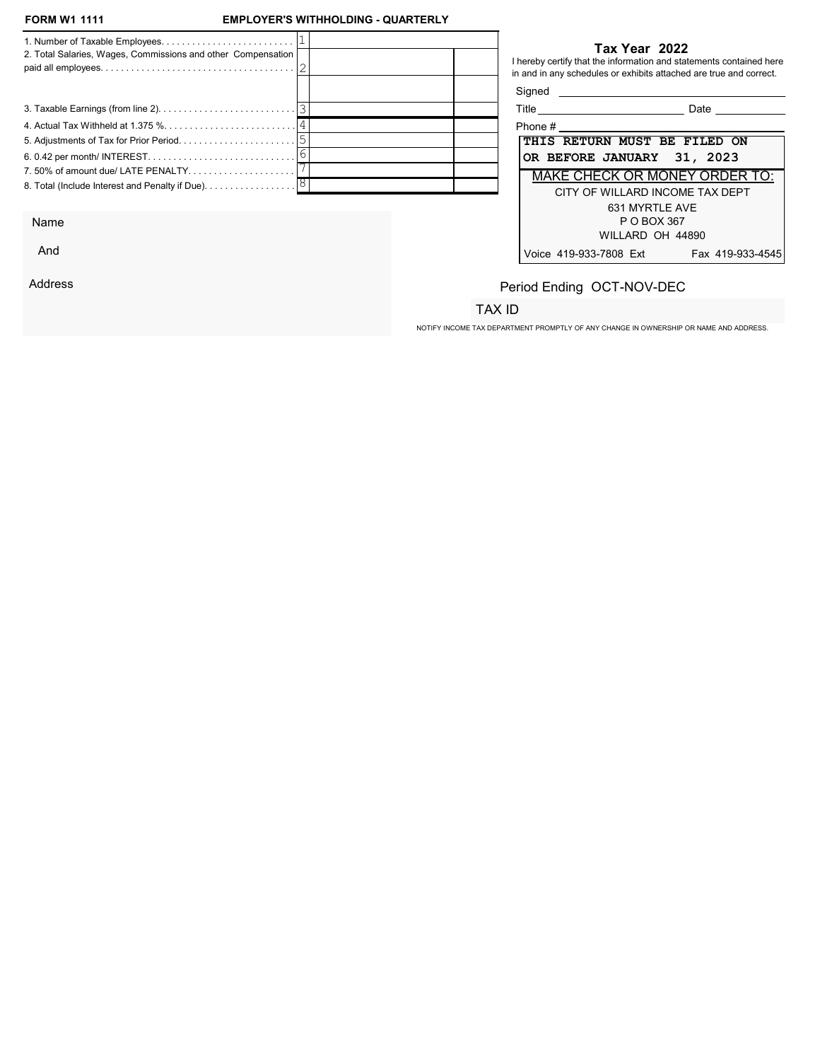**FORM W1 1111** **EMPLOYER'S WITHHOLDING - QUARTERLY**

| | | | |
|---|---|---|---|
| 1. Number of Taxable Employees. | 1 | | |
| 2. Total Salaries, Wages, Commissions and other Compensation paid all employees. | 2 | | |
| | | | |
| 3. Taxable Earnings (from line 2). | 3 | | |
| 4. Actual Tax Withheld at 1.375 %. | 4 | | |
| 5. Adjustments of Tax for Prior Period. | 5 | | |
| 6. 0.42 per month/ INTEREST. | 6 | | |
| 7. 50% of amount due/ LATE PENALTY. | 7 | | |
| 8. Total (Include Interest and Penalty if Due). | 8 | | |

## Tax Year 2022

I hereby certify that the information and statements contained here in and in any schedules or exhibits attached are true and correct.

Signed ______________________

Title ______________________ Date ____________

Phone # ______________________

**THIS RETURN MUST BE FILED ON OR BEFORE JANUARY 31, 2023**

MAKE CHECK OR MONEY ORDER TO:

CITY OF WILLARD INCOME TAX DEPT
631 MYRTLE AVE
P O BOX 367
WILLARD OH 44890

Voice 419-933-7808 Ext Fax 419-933-4545

Name

And

Address

Period Ending OCT-NOV-DEC

TAX ID

NOTIFY INCOME TAX DEPARTMENT PROMPTLY OF ANY CHANGE IN OWNERSHIP OR NAME AND ADDRESS.